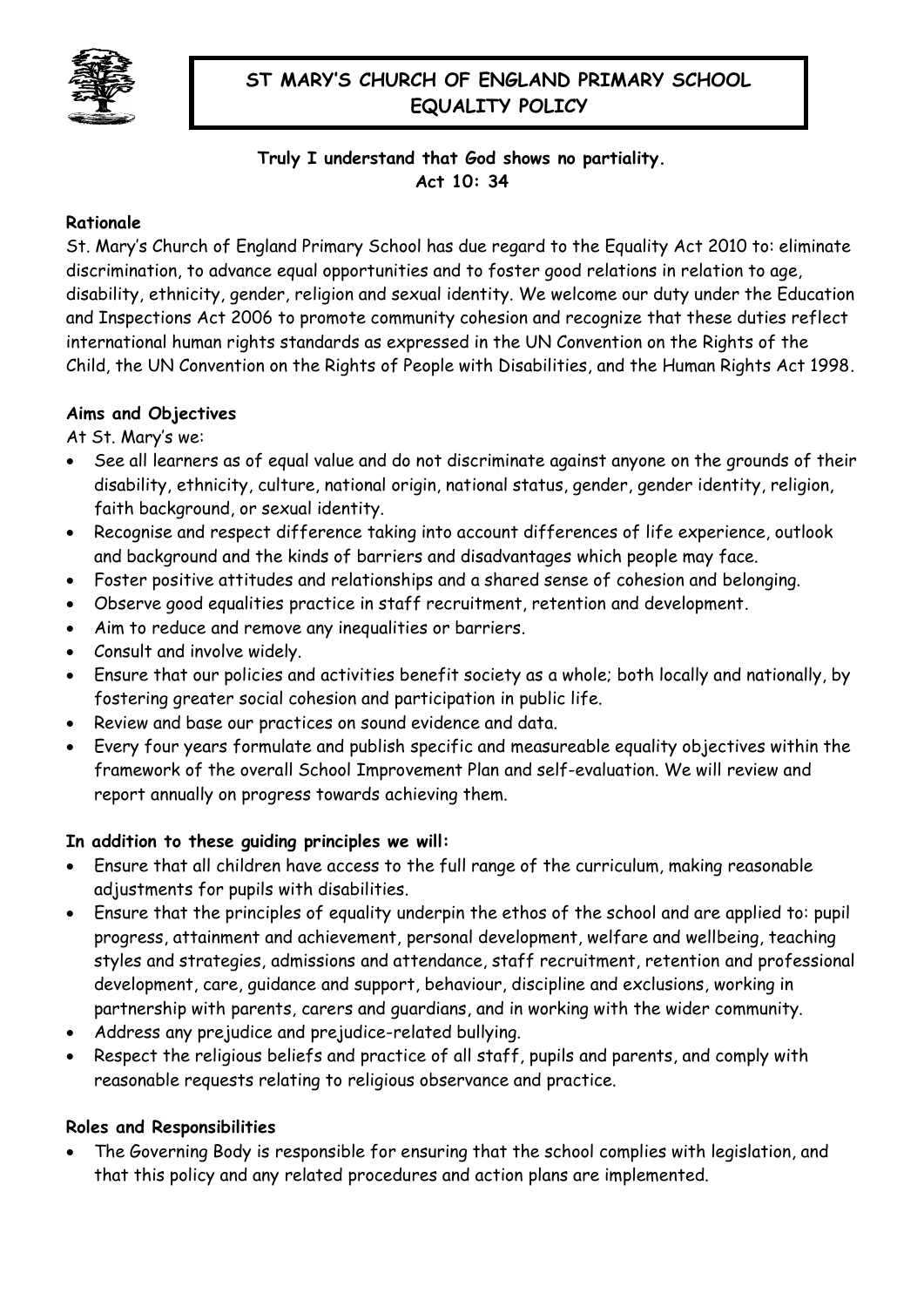# ST MARY'S CHURCH OF ENGLAND PRIMARY SCHOOL EQUALITY POLICY

**Truly I understand that God shows no partiality.**
**Act 10: 34**

**Rationale**

St. Mary's Church of England Primary School has due regard to the Equality Act 2010 to: eliminate discrimination, to advance equal opportunities and to foster good relations in relation to age, disability, ethnicity, gender, religion and sexual identity. We welcome our duty under the Education and Inspections Act 2006 to promote community cohesion and recognize that these duties reflect international human rights standards as expressed in the UN Convention on the Rights of the Child, the UN Convention on the Rights of People with Disabilities, and the Human Rights Act 1998.

**Aims and Objectives**

At St. Mary's we:

- See all learners as of equal value and do not discriminate against anyone on the grounds of their disability, ethnicity, culture, national origin, national status, gender, gender identity, religion, faith background, or sexual identity.
- Recognise and respect difference taking into account differences of life experience, outlook and background and the kinds of barriers and disadvantages which people may face.
- Foster positive attitudes and relationships and a shared sense of cohesion and belonging.
- Observe good equalities practice in staff recruitment, retention and development.
- Aim to reduce and remove any inequalities or barriers.
- Consult and involve widely.
- Ensure that our policies and activities benefit society as a whole; both locally and nationally, by fostering greater social cohesion and participation in public life.
- Review and base our practices on sound evidence and data.
- Every four years formulate and publish specific and measureable equality objectives within the framework of the overall School Improvement Plan and self-evaluation. We will review and report annually on progress towards achieving them.

**In addition to these guiding principles we will:**

- Ensure that all children have access to the full range of the curriculum, making reasonable adjustments for pupils with disabilities.
- Ensure that the principles of equality underpin the ethos of the school and are applied to: pupil progress, attainment and achievement, personal development, welfare and wellbeing, teaching styles and strategies, admissions and attendance, staff recruitment, retention and professional development, care, guidance and support, behaviour, discipline and exclusions, working in partnership with parents, carers and guardians, and in working with the wider community.
- Address any prejudice and prejudice-related bullying.
- Respect the religious beliefs and practice of all staff, pupils and parents, and comply with reasonable requests relating to religious observance and practice.

**Roles and Responsibilities**

- The Governing Body is responsible for ensuring that the school complies with legislation, and that this policy and any related procedures and action plans are implemented.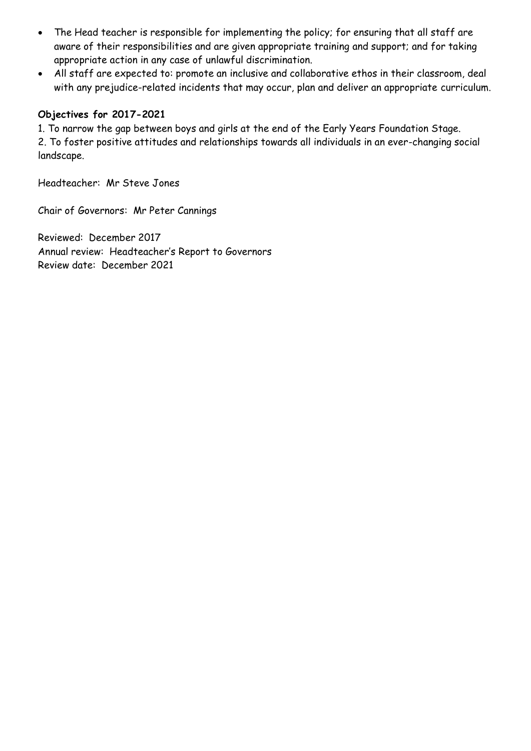- The Head teacher is responsible for implementing the policy; for ensuring that all staff are aware of their responsibilities and are given appropriate training and support; and for taking appropriate action in any case of unlawful discrimination.
- All staff are expected to: promote an inclusive and collaborative ethos in their classroom, deal with any prejudice-related incidents that may occur, plan and deliver an appropriate curriculum.

**Objectives for 2017-2021**

1. To narrow the gap between boys and girls at the end of the Early Years Foundation Stage.
2. To foster positive attitudes and relationships towards all individuals in an ever-changing social landscape.

Headteacher: Mr Steve Jones

Chair of Governors: Mr Peter Cannings

Reviewed: December 2017
Annual review: Headteacher's Report to Governors
Review date: December 2021